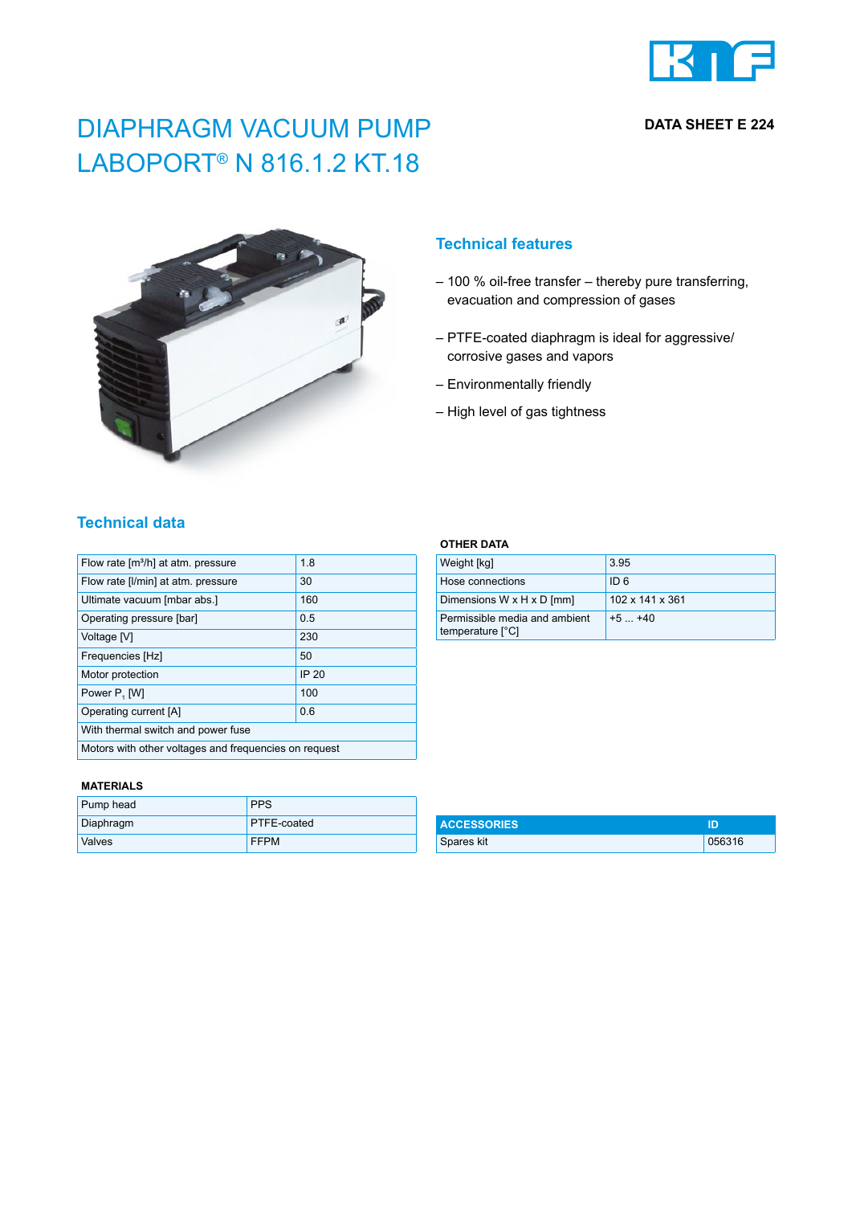# DIAPHRAGM VACUUM PUMP LABOPORT® N 816.1.2 KT.18

**DATA SHEET E 224**

## Technical features

– 100 % oil-free transfer – thereby pure transferring, evacuation and compression of gases

– PTFE-coated diaphragm is ideal for aggressive/ corrosive gases and vapors

– Environmentally friendly

– High level of gas tightness

## Technical data

| | |
|---|---|
| Flow rate [m³/h] at atm. pressure | 1.8 |
| Flow rate [l/min] at atm. pressure | 30 |
| Ultimate vacuum [mbar abs.] | 160 |
| Operating pressure [bar] | 0.5 |
| Voltage [V] | 230 |
| Frequencies [Hz] | 50 |
| Motor protection | IP 20 |
| Power $P_1$ [W] | 100 |
| Operating current [A] | 0.6 |
| With thermal switch and power fuse | |
| Motors with other voltages and frequencies on request | |

**OTHER DATA**

| | |
|---|---|
| Weight [kg] | 3.95 |
| Hose connections | ID 6 |
| Dimensions W x H x D [mm] | 102 x 141 x 361 |
| Permissible media and ambient temperature [°C] | +5 ... +40 |

**MATERIALS**

| | |
|---|---|
| Pump head | PPS |
| Diaphragm | PTFE-coated |
| Valves | FFPM |

| ACCESSORIES | ID |
|---|---|
| Spares kit | 056316 |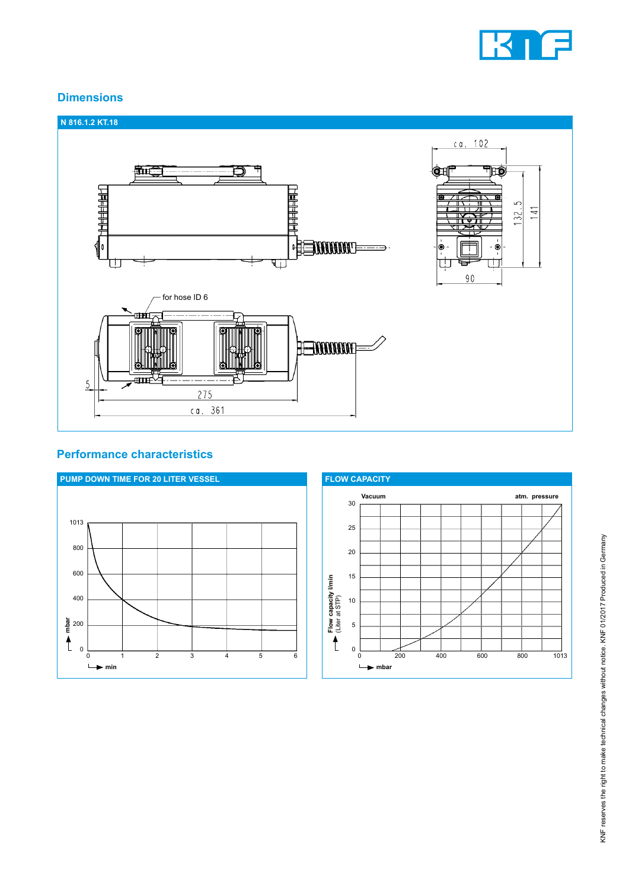## Dimensions

**N 816.1.2 KT.18**

ca. 102

132.5

141

90

for hose ID 6

5

275

ca. 361

## Performance characteristics

**PUMP DOWN TIME FOR 20 LITER VESSEL**

1013
800
600
400
200
0

mbar

0 1 2 3 4 5 6

min

**FLOW CAPACITY**

Vacuum

atm. pressure

30
25
20
15
10
5
0

Flow capacity l/min
(Liter at STP)

0 200 400 600 800 1013

mbar

KNF reserves the right to make technical changes without notice. KNF 01/2017 Produced in Germany